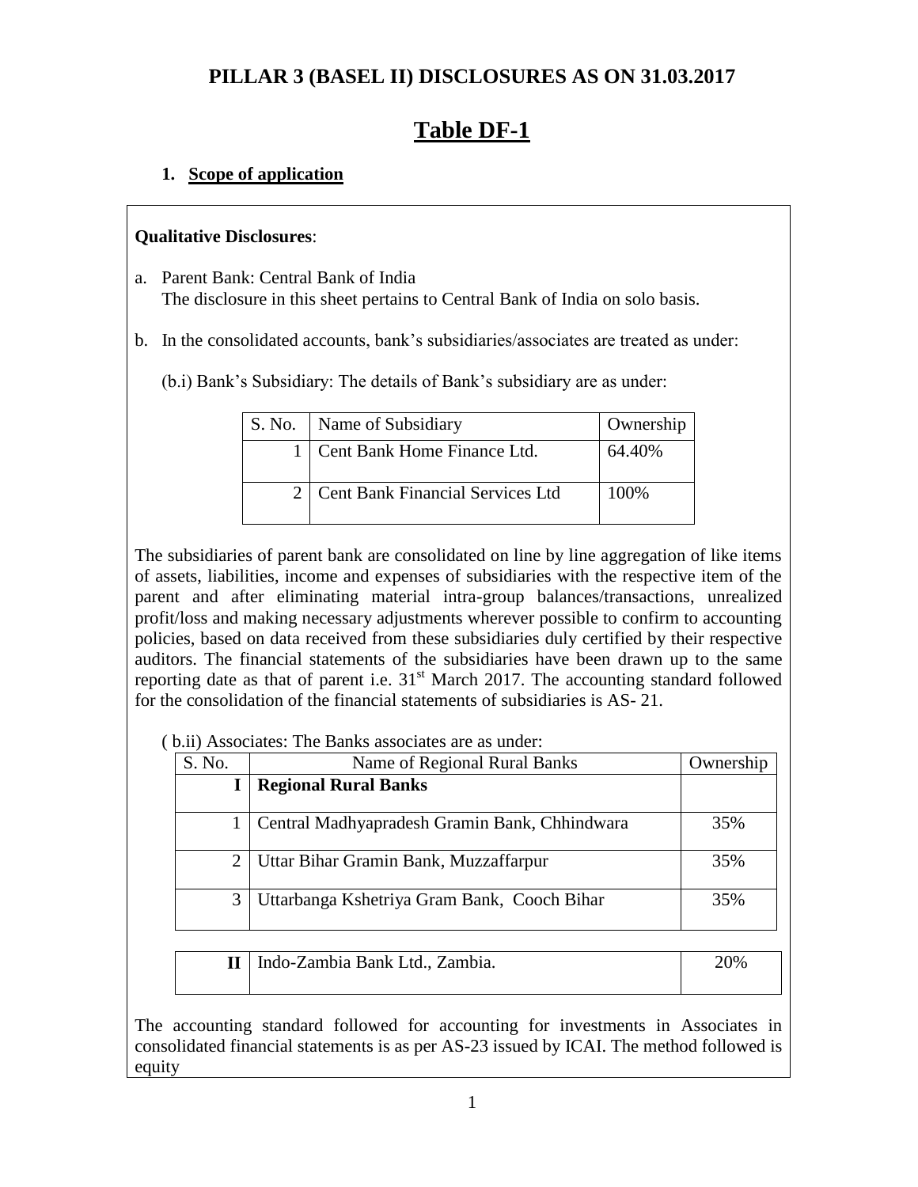# PILLAR 3 (BASEL II) DISCLOSURES AS ON 31.03.2017

## Table DF-1

### 1. Scope of application

**Qualitative Disclosures**:

a. Parent Bank: Central Bank of India
   The disclosure in this sheet pertains to Central Bank of India on solo basis.

b. In the consolidated accounts, bank's subsidiaries/associates are treated as under:

   (b.i) Bank's Subsidiary: The details of Bank's subsidiary are as under:

| S. No. | Name of Subsidiary | Ownership |
|---|---|---|
| 1 | Cent Bank Home Finance Ltd. | 64.40% |
| 2 | Cent Bank Financial Services Ltd | 100% |

The subsidiaries of parent bank are consolidated on line by line aggregation of like items of assets, liabilities, income and expenses of subsidiaries with the respective item of the parent and after eliminating material intra-group balances/transactions, unrealized profit/loss and making necessary adjustments wherever possible to confirm to accounting policies, based on data received from these subsidiaries duly certified by their respective auditors. The financial statements of the subsidiaries have been drawn up to the same reporting date as that of parent i.e. 31st March 2017. The accounting standard followed for the consolidation of the financial statements of subsidiaries is AS- 21.

( b.ii) Associates: The Banks associates are as under:

| S. No. | Name of Regional Rural Banks | Ownership |
|---|---|---|
| **I** | **Regional Rural Banks** | |
| 1 | Central Madhyapradesh Gramin Bank, Chhindwara | 35% |
| 2 | Uttar Bihar Gramin Bank, Muzzaffarpur | 35% |
| 3 | Uttarbanga Kshetriya Gram Bank, Cooch Bihar | 35% |
| **II** | Indo-Zambia Bank Ltd., Zambia. | 20% |

The accounting standard followed for accounting for investments in Associates in consolidated financial statements is as per AS-23 issued by ICAI. The method followed is equity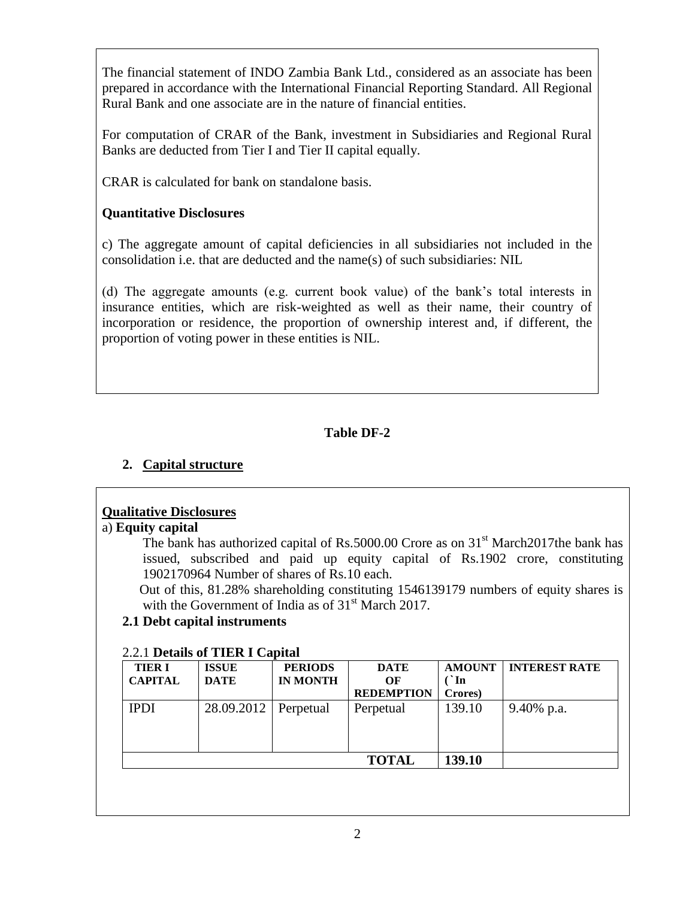The financial statement of INDO Zambia Bank Ltd., considered as an associate has been prepared in accordance with the International Financial Reporting Standard. All Regional Rural Bank and one associate are in the nature of financial entities.

For computation of CRAR of the Bank, investment in Subsidiaries and Regional Rural Banks are deducted from Tier I and Tier II capital equally.

CRAR is calculated for bank on standalone basis.

**Quantitative Disclosures**

c) The aggregate amount of capital deficiencies in all subsidiaries not included in the consolidation i.e. that are deducted and the name(s) of such subsidiaries: NIL

(d) The aggregate amounts (e.g. current book value) of the bank's total interests in insurance entities, which are risk-weighted as well as their name, their country of incorporation or residence, the proportion of ownership interest and, if different, the proportion of voting power in these entities is NIL.

**Table DF-2**

## 2. Capital structure

**Qualitative Disclosures**

a) **Equity capital**

The bank has authorized capital of Rs.5000.00 Crore as on 31st March2017the bank has issued, subscribed and paid up equity capital of Rs.1902 crore, constituting 1902170964 Number of shares of Rs.10 each.

Out of this, 81.28% shareholding constituting 1546139179 numbers of equity shares is with the Government of India as of 31st March 2017.

**2.1 Debt capital instruments**

2.2.1 **Details of TIER I Capital**

| TIER I CAPITAL | ISSUE DATE | PERIODS IN MONTH | DATE OF REDEMPTION | AMOUNT (` In Crores) | INTEREST RATE |
|---|---|---|---|---|---|
| IPDI | 28.09.2012 | Perpetual | Perpetual | 139.10 | 9.40% p.a. |
| | | | **TOTAL** | **139.10** | |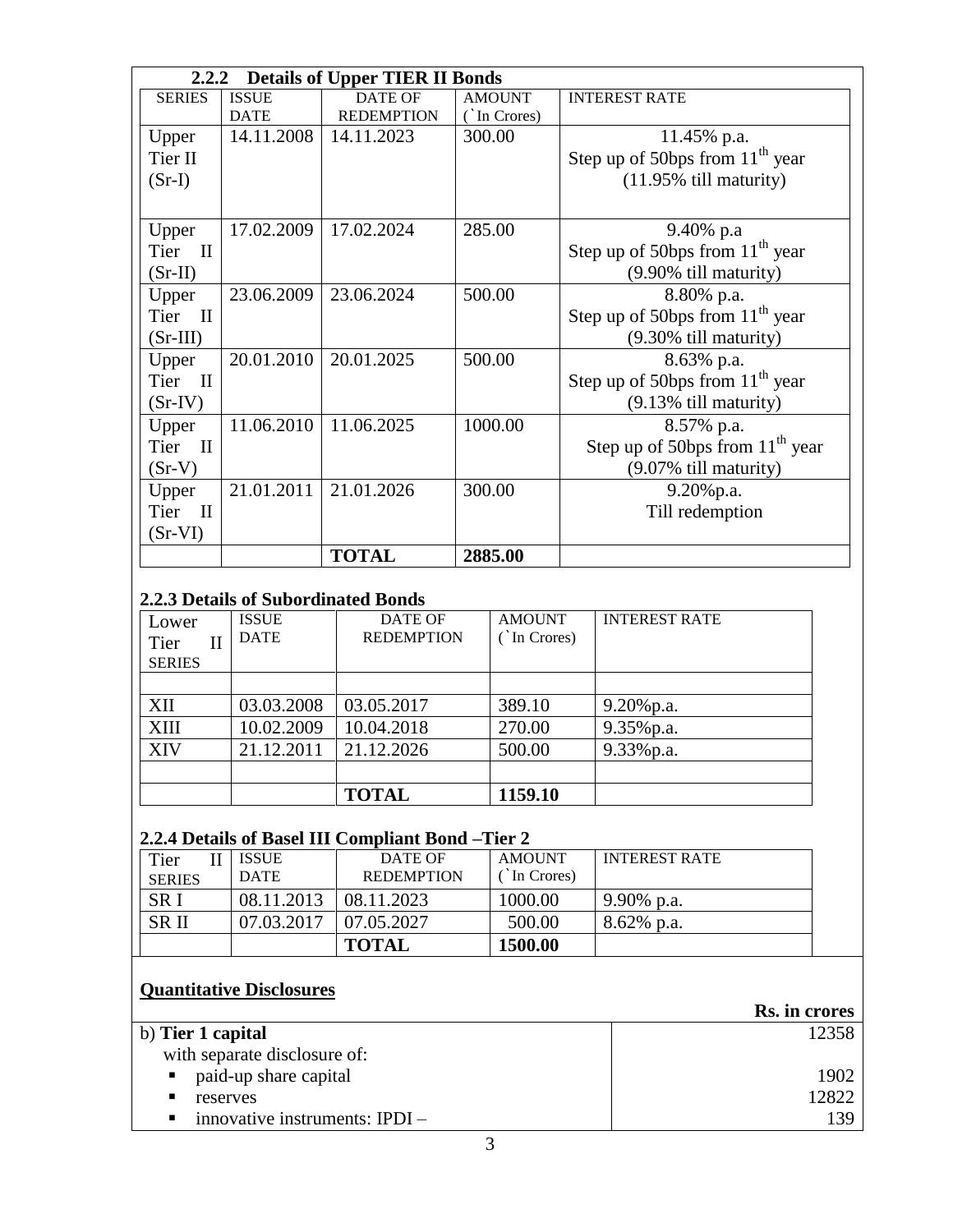### 2.2.2 Details of Upper TIER II Bonds

| SERIES | ISSUE DATE | DATE OF REDEMPTION | AMOUNT (` In Crores) | INTEREST RATE |
|---|---|---|---|---|
| Upper Tier II (Sr-I) | 14.11.2008 | 14.11.2023 | 300.00 | 11.45% p.a. Step up of 50bps from 11th year (11.95% till maturity) |
| Upper Tier II (Sr-II) | 17.02.2009 | 17.02.2024 | 285.00 | 9.40% p.a Step up of 50bps from 11th year (9.90% till maturity) |
| Upper Tier II (Sr-III) | 23.06.2009 | 23.06.2024 | 500.00 | 8.80% p.a. Step up of 50bps from 11th year (9.30% till maturity) |
| Upper Tier II (Sr-IV) | 20.01.2010 | 20.01.2025 | 500.00 | 8.63% p.a. Step up of 50bps from 11th year (9.13% till maturity) |
| Upper Tier II (Sr-V) | 11.06.2010 | 11.06.2025 | 1000.00 | 8.57% p.a. Step up of 50bps from 11th year (9.07% till maturity) |
| Upper Tier II (Sr-VI) | 21.01.2011 | 21.01.2026 | 300.00 | 9.20%p.a. Till redemption |
| | | **TOTAL** | **2885.00** | |

### 2.2.3 Details of Subordinated Bonds

| Lower Tier II SERIES | ISSUE DATE | DATE OF REDEMPTION | AMOUNT (` In Crores) | INTEREST RATE |
|---|---|---|---|---|
| | | | | |
| XII | 03.03.2008 | 03.05.2017 | 389.10 | 9.20%p.a. |
| XIII | 10.02.2009 | 10.04.2018 | 270.00 | 9.35%p.a. |
| XIV | 21.12.2011 | 21.12.2026 | 500.00 | 9.33%p.a. |
| | | | | |
| | | **TOTAL** | **1159.10** | |

### 2.2.4 Details of Basel III Compliant Bond –Tier 2

| Tier II SERIES | ISSUE DATE | DATE OF REDEMPTION | AMOUNT (` In Crores) | INTEREST RATE |
|---|---|---|---|---|
| SR I | 08.11.2013 | 08.11.2023 | 1000.00 | 9.90% p.a. |
| SR II | 07.03.2017 | 07.05.2027 | 500.00 | 8.62% p.a. |
| | | **TOTAL** | **1500.00** | |

**Quantitative Disclosures**

| | **Rs. in crores** |
|---|---|
| b) **Tier 1 capital** | 12358 |
| with separate disclosure of: | |
| ▪ paid-up share capital | 1902 |
| ▪ reserves | 12822 |
| ▪ innovative instruments: IPDI – | 139 |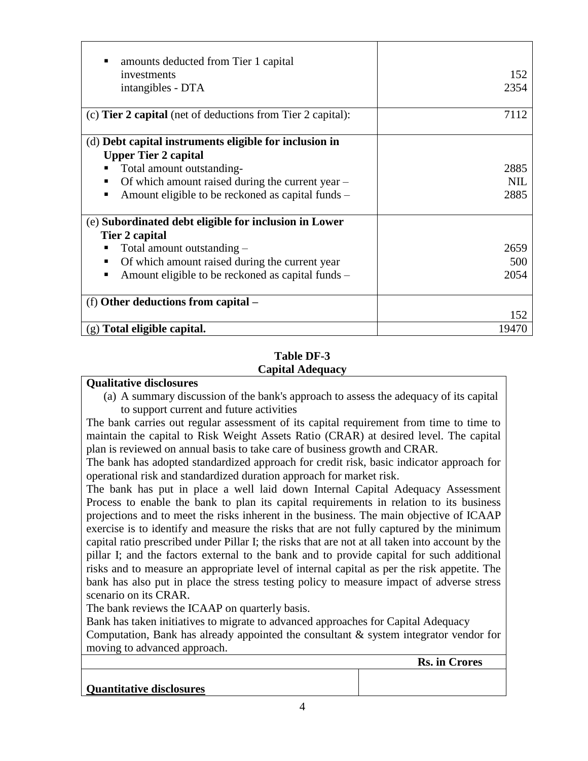| | |
|---|---|
| ▪ amounts deducted from Tier 1 capital<br>investments<br>intangibles - DTA | <br>152<br>2354 |
| (c) **Tier 2 capital** (net of deductions from Tier 2 capital): | 7112 |
| (d) **Debt capital instruments eligible for inclusion in Upper Tier 2 capital**<br>▪ Total amount outstanding-<br>▪ Of which amount raised during the current year –<br>▪ Amount eligible to be reckoned as capital funds – | <br><br>2885<br>NIL<br>2885 |
| (e) **Subordinated debt eligible for inclusion in Lower Tier 2 capital**<br>▪ Total amount outstanding –<br>▪ Of which amount raised during the current year<br>▪ Amount eligible to be reckoned as capital funds – | <br><br>2659<br>500<br>2054 |
| (f) **Other deductions from capital –** | 152 |
| (g) **Total eligible capital.** | 19470 |

## Table DF-3
## Capital Adequacy

**Qualitative disclosures**

(a) A summary discussion of the bank's approach to assess the adequacy of its capital to support current and future activities

The bank carries out regular assessment of its capital requirement from time to time to maintain the capital to Risk Weight Assets Ratio (CRAR) at desired level. The capital plan is reviewed on annual basis to take care of business growth and CRAR.

The bank has adopted standardized approach for credit risk, basic indicator approach for operational risk and standardized duration approach for market risk.

The bank has put in place a well laid down Internal Capital Adequacy Assessment Process to enable the bank to plan its capital requirements in relation to its business projections and to meet the risks inherent in the business. The main objective of ICAAP exercise is to identify and measure the risks that are not fully captured by the minimum capital ratio prescribed under Pillar I; the risks that are not at all taken into account by the pillar I; and the factors external to the bank and to provide capital for such additional risks and to measure an appropriate level of internal capital as per the risk appetite. The bank has also put in place the stress testing policy to measure impact of adverse stress scenario on its CRAR.

The bank reviews the ICAAP on quarterly basis.

Bank has taken initiatives to migrate to advanced approaches for Capital Adequacy Computation, Bank has already appointed the consultant & system integrator vendor for moving to advanced approach.

| | **Rs. in Crores** |
|---|---|
| **Quantitative disclosures** | |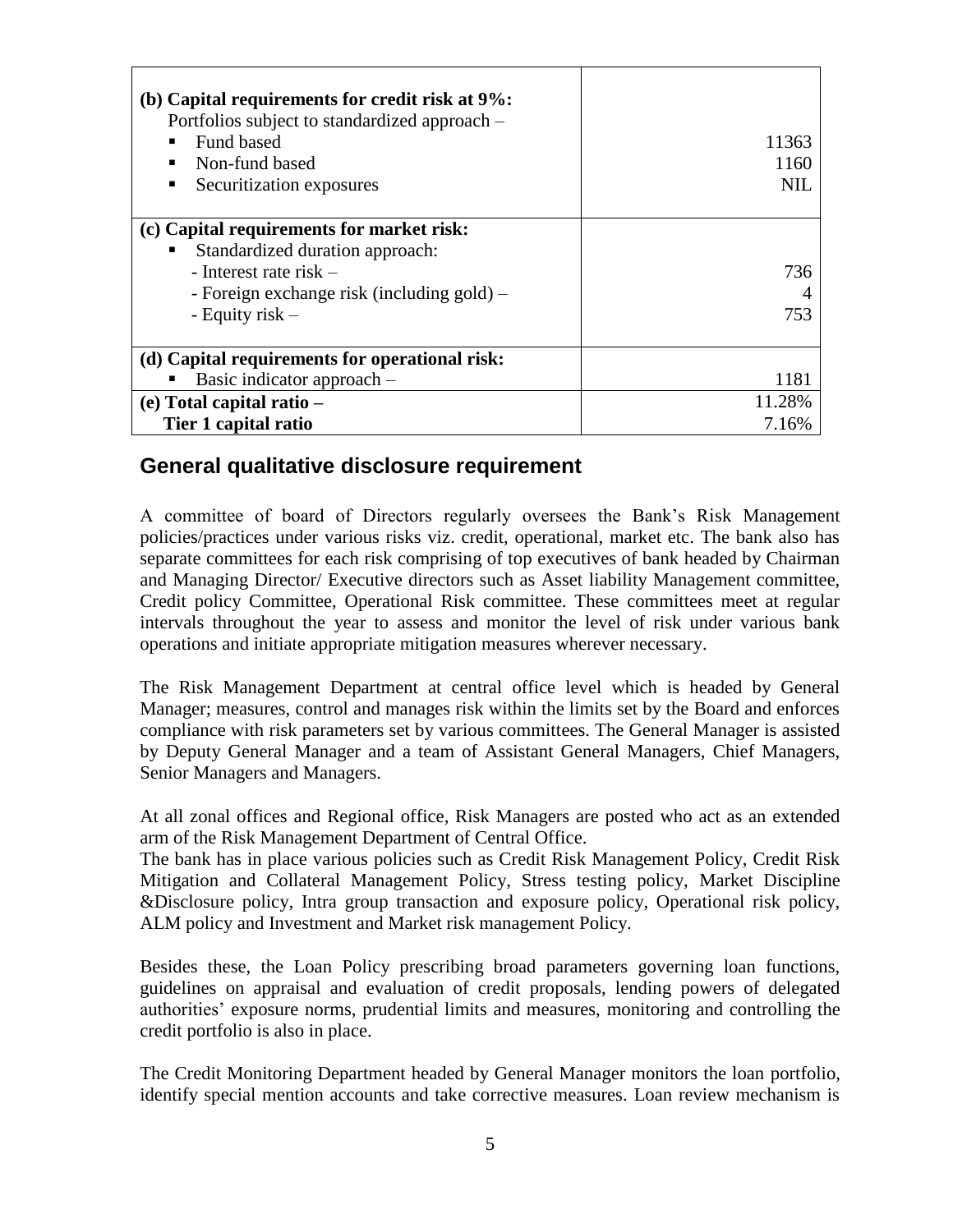| | |
|---|---|
| **(b) Capital requirements for credit risk at 9%:**<br>Portfolios subject to standardized approach –<br>▪ Fund based<br>▪ Non-fund based<br>▪ Securitization exposures | <br><br>11363<br>1160<br>NIL |
| **(c) Capital requirements for market risk:**<br>▪ Standardized duration approach:<br>- Interest rate risk –<br>- Foreign exchange risk (including gold) –<br>- Equity risk – | <br><br>736<br>4<br>753 |
| **(d) Capital requirements for operational risk:**<br>▪ Basic indicator approach – | <br>1181 |
| **(e) Total capital ratio –**<br>**Tier 1 capital ratio** | 11.28%<br>7.16% |

## General qualitative disclosure requirement

A committee of board of Directors regularly oversees the Bank's Risk Management policies/practices under various risks viz. credit, operational, market etc. The bank also has separate committees for each risk comprising of top executives of bank headed by Chairman and Managing Director/ Executive directors such as Asset liability Management committee, Credit policy Committee, Operational Risk committee. These committees meet at regular intervals throughout the year to assess and monitor the level of risk under various bank operations and initiate appropriate mitigation measures wherever necessary.

The Risk Management Department at central office level which is headed by General Manager; measures, control and manages risk within the limits set by the Board and enforces compliance with risk parameters set by various committees. The General Manager is assisted by Deputy General Manager and a team of Assistant General Managers, Chief Managers, Senior Managers and Managers.

At all zonal offices and Regional office, Risk Managers are posted who act as an extended arm of the Risk Management Department of Central Office.
The bank has in place various policies such as Credit Risk Management Policy, Credit Risk Mitigation and Collateral Management Policy, Stress testing policy, Market Discipline &Disclosure policy, Intra group transaction and exposure policy, Operational risk policy, ALM policy and Investment and Market risk management Policy.

Besides these, the Loan Policy prescribing broad parameters governing loan functions, guidelines on appraisal and evaluation of credit proposals, lending powers of delegated authorities' exposure norms, prudential limits and measures, monitoring and controlling the credit portfolio is also in place.

The Credit Monitoring Department headed by General Manager monitors the loan portfolio, identify special mention accounts and take corrective measures. Loan review mechanism is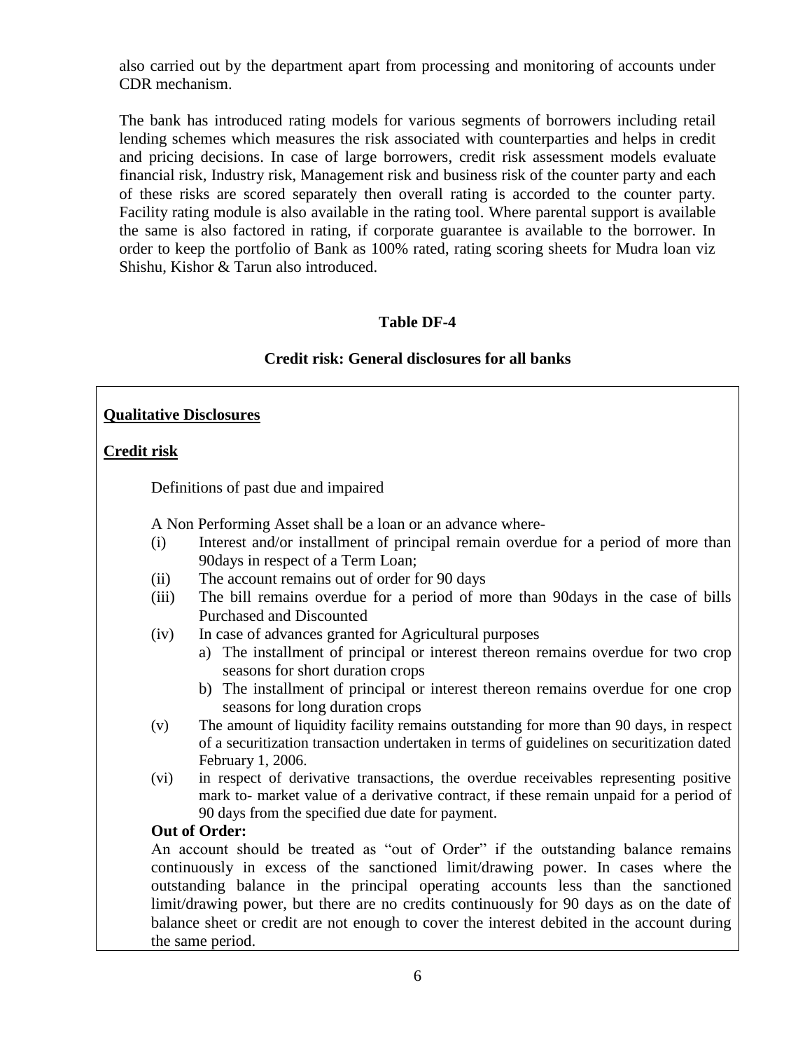also carried out by the department apart from processing and monitoring of accounts under CDR mechanism.

The bank has introduced rating models for various segments of borrowers including retail lending schemes which measures the risk associated with counterparties and helps in credit and pricing decisions. In case of large borrowers, credit risk assessment models evaluate financial risk, Industry risk, Management risk and business risk of the counter party and each of these risks are scored separately then overall rating is accorded to the counter party. Facility rating module is also available in the rating tool. Where parental support is available the same is also factored in rating, if corporate guarantee is available to the borrower. In order to keep the portfolio of Bank as 100% rated, rating scoring sheets for Mudra loan viz Shishu, Kishor & Tarun also introduced.

## Table DF-4

### Credit risk: General disclosures for all banks

**Qualitative Disclosures**

**Credit risk**

Definitions of past due and impaired

A Non Performing Asset shall be a loan or an advance where-

(i) Interest and/or installment of principal remain overdue for a period of more than 90days in respect of a Term Loan;

(ii) The account remains out of order for 90 days

(iii) The bill remains overdue for a period of more than 90days in the case of bills Purchased and Discounted

(iv) In case of advances granted for Agricultural purposes
   a) The installment of principal or interest thereon remains overdue for two crop seasons for short duration crops
   b) The installment of principal or interest thereon remains overdue for one crop seasons for long duration crops

(v) The amount of liquidity facility remains outstanding for more than 90 days, in respect of a securitization transaction undertaken in terms of guidelines on securitization dated February 1, 2006.

(vi) in respect of derivative transactions, the overdue receivables representing positive mark to- market value of a derivative contract, if these remain unpaid for a period of 90 days from the specified due date for payment.

**Out of Order:**

An account should be treated as "out of Order" if the outstanding balance remains continuously in excess of the sanctioned limit/drawing power. In cases where the outstanding balance in the principal operating accounts less than the sanctioned limit/drawing power, but there are no credits continuously for 90 days as on the date of balance sheet or credit are not enough to cover the interest debited in the account during the same period.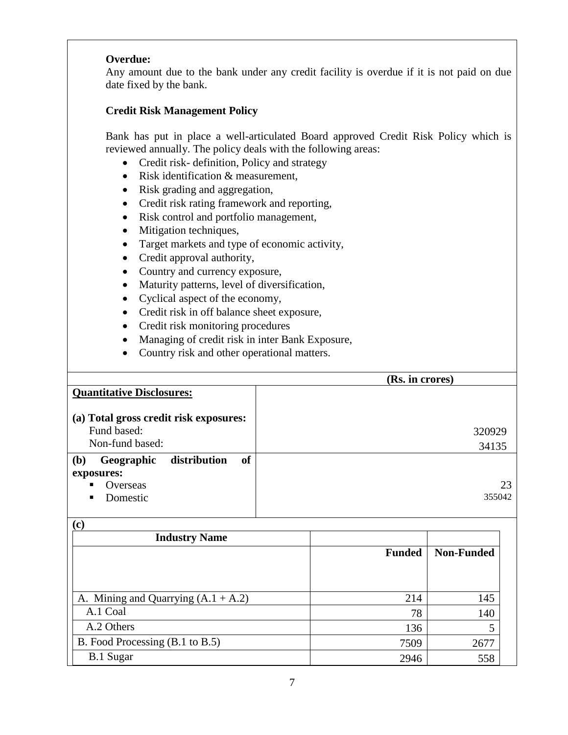**Overdue:**
Any amount due to the bank under any credit facility is overdue if it is not paid on due date fixed by the bank.

**Credit Risk Management Policy**

Bank has put in place a well-articulated Board approved Credit Risk Policy which is reviewed annually. The policy deals with the following areas:

- Credit risk- definition, Policy and strategy
- Risk identification & measurement,
- Risk grading and aggregation,
- Credit risk rating framework and reporting,
- Risk control and portfolio management,
- Mitigation techniques,
- Target markets and type of economic activity,
- Credit approval authority,
- Country and currency exposure,
- Maturity patterns, level of diversification,
- Cyclical aspect of the economy,
- Credit risk in off balance sheet exposure,
- Credit risk monitoring procedures
- Managing of credit risk in inter Bank Exposure,
- Country risk and other operational matters.

| | (Rs. in crores) |
|---|---|
| **Quantitative Disclosures:** | |
| **(a) Total gross credit risk exposures:** | |
| Fund based: | 320929 |
| Non-fund based: | 34135 |
| **(b) Geographic distribution of exposures:** | |
| ▪ Overseas | 23 |
| ▪ Domestic | 355042 |

**(c)**

| Industry Name | Funded | Non-Funded |
|---|---|---|
| A. Mining and Quarrying (A.1 + A.2) | 214 | 145 |
| A.1 Coal | 78 | 140 |
| A.2 Others | 136 | 5 |
| B. Food Processing (B.1 to B.5) | 7509 | 2677 |
| B.1 Sugar | 2946 | 558 |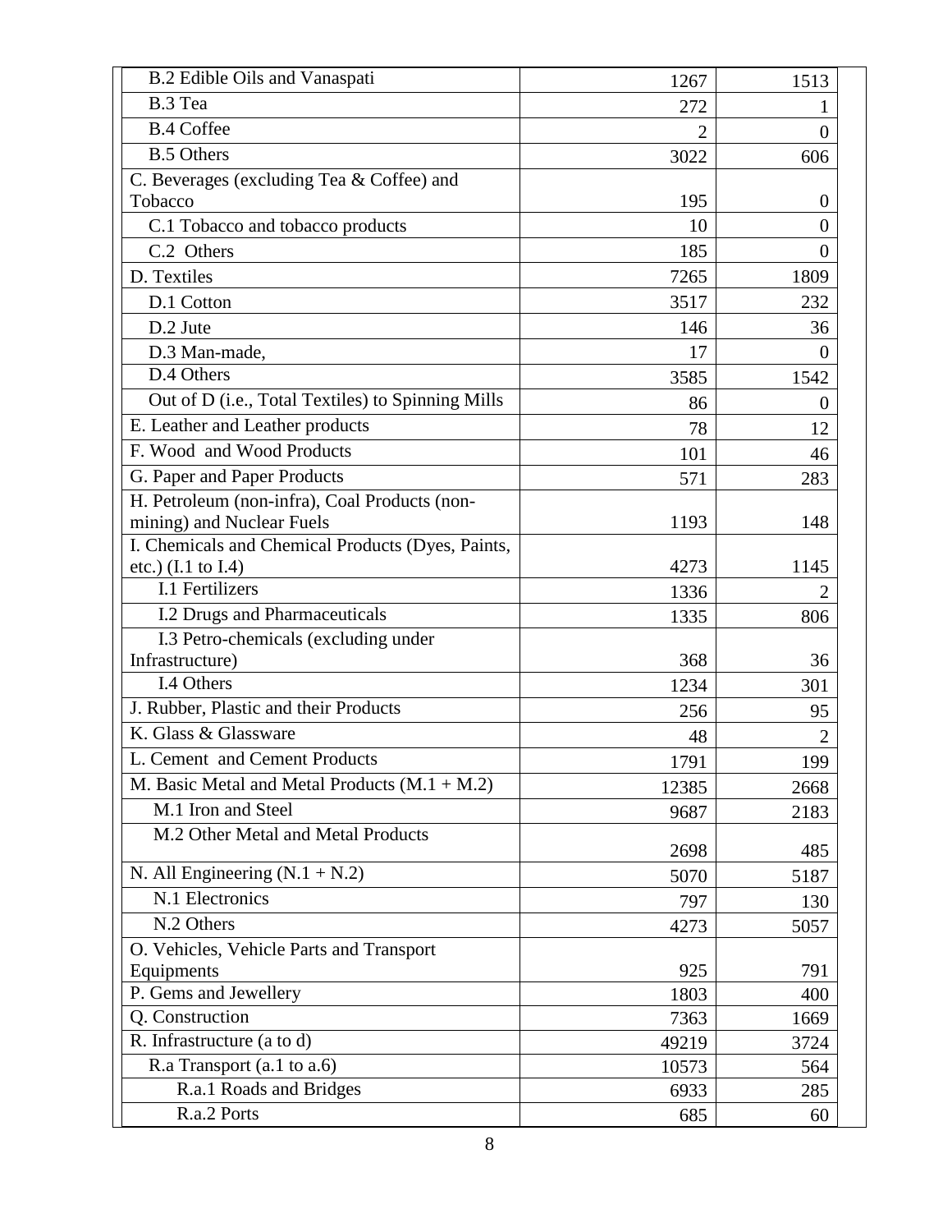| | | |
|---|---|---|
| B.2 Edible Oils and Vanaspati | 1267 | 1513 |
| B.3 Tea | 272 | 1 |
| B.4 Coffee | 2 | 0 |
| B.5 Others | 3022 | 606 |
| C. Beverages (excluding Tea & Coffee) and Tobacco | 195 | 0 |
| C.1 Tobacco and tobacco products | 10 | 0 |
| C.2 Others | 185 | 0 |
| D. Textiles | 7265 | 1809 |
| D.1 Cotton | 3517 | 232 |
| D.2 Jute | 146 | 36 |
| D.3 Man-made, | 17 | 0 |
| D.4 Others | 3585 | 1542 |
| Out of D (i.e., Total Textiles) to Spinning Mills | 86 | 0 |
| E. Leather and Leather products | 78 | 12 |
| F. Wood and Wood Products | 101 | 46 |
| G. Paper and Paper Products | 571 | 283 |
| H. Petroleum (non-infra), Coal Products (non-mining) and Nuclear Fuels | 1193 | 148 |
| I. Chemicals and Chemical Products (Dyes, Paints, etc.) (I.1 to I.4) | 4273 | 1145 |
| I.1 Fertilizers | 1336 | 2 |
| I.2 Drugs and Pharmaceuticals | 1335 | 806 |
| I.3 Petro-chemicals (excluding under Infrastructure) | 368 | 36 |
| I.4 Others | 1234 | 301 |
| J. Rubber, Plastic and their Products | 256 | 95 |
| K. Glass & Glassware | 48 | 2 |
| L. Cement and Cement Products | 1791 | 199 |
| M. Basic Metal and Metal Products (M.1 + M.2) | 12385 | 2668 |
| M.1 Iron and Steel | 9687 | 2183 |
| M.2 Other Metal and Metal Products | 2698 | 485 |
| N. All Engineering (N.1 + N.2) | 5070 | 5187 |
| N.1 Electronics | 797 | 130 |
| N.2 Others | 4273 | 5057 |
| O. Vehicles, Vehicle Parts and Transport Equipments | 925 | 791 |
| P. Gems and Jewellery | 1803 | 400 |
| Q. Construction | 7363 | 1669 |
| R. Infrastructure (a to d) | 49219 | 3724 |
| R.a Transport (a.1 to a.6) | 10573 | 564 |
| R.a.1 Roads and Bridges | 6933 | 285 |
| R.a.2 Ports | 685 | 60 |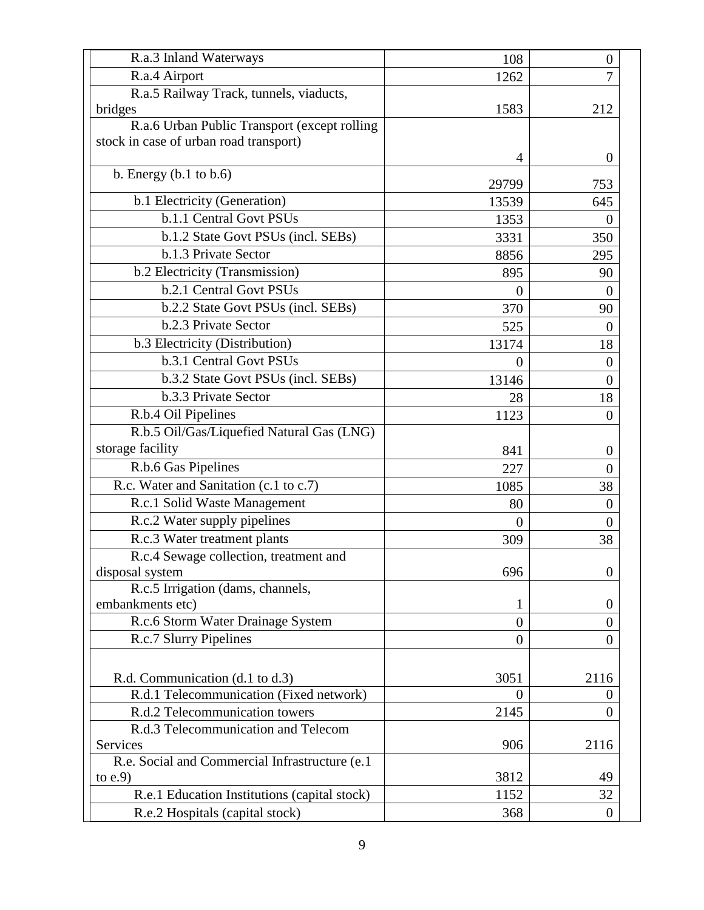| | | |
|---|---|---|
| R.a.3 Inland Waterways | 108 | 0 |
| R.a.4 Airport | 1262 | 7 |
| R.a.5 Railway Track, tunnels, viaducts, bridges | 1583 | 212 |
| R.a.6 Urban Public Transport (except rolling stock in case of urban road transport) | 4 | 0 |
| b. Energy (b.1 to b.6) | 29799 | 753 |
| b.1 Electricity (Generation) | 13539 | 645 |
| b.1.1 Central Govt PSUs | 1353 | 0 |
| b.1.2 State Govt PSUs (incl. SEBs) | 3331 | 350 |
| b.1.3 Private Sector | 8856 | 295 |
| b.2 Electricity (Transmission) | 895 | 90 |
| b.2.1 Central Govt PSUs | 0 | 0 |
| b.2.2 State Govt PSUs (incl. SEBs) | 370 | 90 |
| b.2.3 Private Sector | 525 | 0 |
| b.3 Electricity (Distribution) | 13174 | 18 |
| b.3.1 Central Govt PSUs | 0 | 0 |
| b.3.2 State Govt PSUs (incl. SEBs) | 13146 | 0 |
| b.3.3 Private Sector | 28 | 18 |
| R.b.4 Oil Pipelines | 1123 | 0 |
| R.b.5 Oil/Gas/Liquefied Natural Gas (LNG) storage facility | 841 | 0 |
| R.b.6 Gas Pipelines | 227 | 0 |
| R.c. Water and Sanitation (c.1 to c.7) | 1085 | 38 |
| R.c.1 Solid Waste Management | 80 | 0 |
| R.c.2 Water supply pipelines | 0 | 0 |
| R.c.3 Water treatment plants | 309 | 38 |
| R.c.4 Sewage collection, treatment and disposal system | 696 | 0 |
| R.c.5 Irrigation (dams, channels, embankments etc) | 1 | 0 |
| R.c.6 Storm Water Drainage System | 0 | 0 |
| R.c.7 Slurry Pipelines | 0 | 0 |
| R.d. Communication (d.1 to d.3) | 3051 | 2116 |
| R.d.1 Telecommunication (Fixed network) | 0 | 0 |
| R.d.2 Telecommunication towers | 2145 | 0 |
| R.d.3 Telecommunication and Telecom Services | 906 | 2116 |
| R.e. Social and Commercial Infrastructure (e.1 to e.9) | 3812 | 49 |
| R.e.1 Education Institutions (capital stock) | 1152 | 32 |
| R.e.2 Hospitals (capital stock) | 368 | 0 |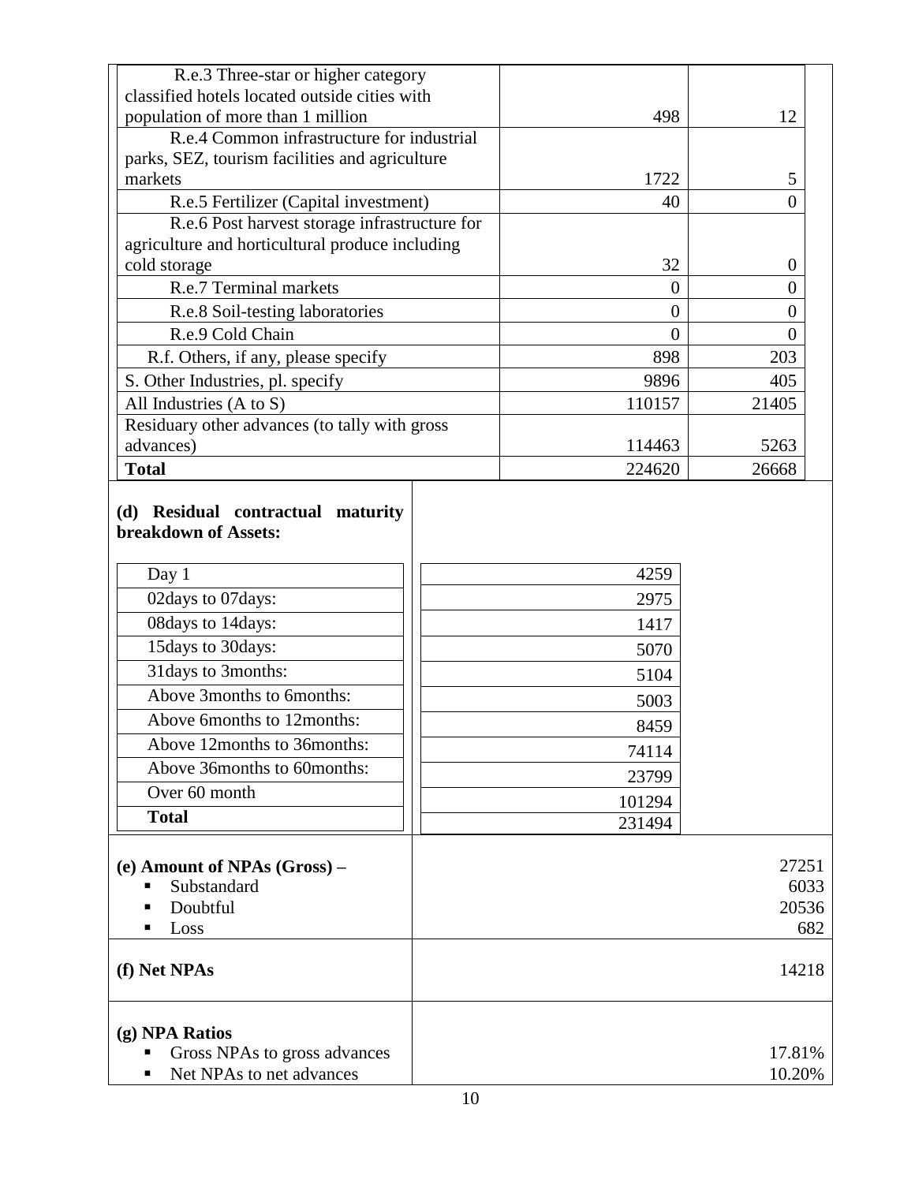| | | |
|---|---|---|
| R.e.3 Three-star or higher category classified hotels located outside cities with population of more than 1 million | 498 | 12 |
| R.e.4 Common infrastructure for industrial parks, SEZ, tourism facilities and agriculture markets | 1722 | 5 |
| R.e.5 Fertilizer (Capital investment) | 40 | 0 |
| R.e.6 Post harvest storage infrastructure for agriculture and horticultural produce including cold storage | 32 | 0 |
| R.e.7 Terminal markets | 0 | 0 |
| R.e.8 Soil-testing laboratories | 0 | 0 |
| R.e.9 Cold Chain | 0 | 0 |
| R.f. Others, if any, please specify | 898 | 203 |
| S. Other Industries, pl. specify | 9896 | 405 |
| All Industries (A to S) | 110157 | 21405 |
| Residuary other advances (to tally with gross advances) | 114463 | 5263 |
| **Total** | 224620 | 26668 |

**(d) Residual contractual maturity breakdown of Assets:**

| | |
|---|---|
| Day 1 | 4259 |
| 02days to 07days: | 2975 |
| 08days to 14days: | 1417 |
| 15days to 30days: | 5070 |
| 31days to 3months: | 5104 |
| Above 3months to 6months: | 5003 |
| Above 6months to 12months: | 8459 |
| Above 12months to 36months: | 74114 |
| Above 36months to 60months: | 23799 |
| Over 60 month | 101294 |
| **Total** | 231494 |

| | |
|---|---|
| **(e) Amount of NPAs (Gross) –** | 27251 |
| ▪ Substandard | 6033 |
| ▪ Doubtful | 20536 |
| ▪ Loss | 682 |
| **(f) Net NPAs** | 14218 |
| **(g) NPA Ratios** | |
| ▪ Gross NPAs to gross advances | 17.81% |
| ▪ Net NPAs to net advances | 10.20% |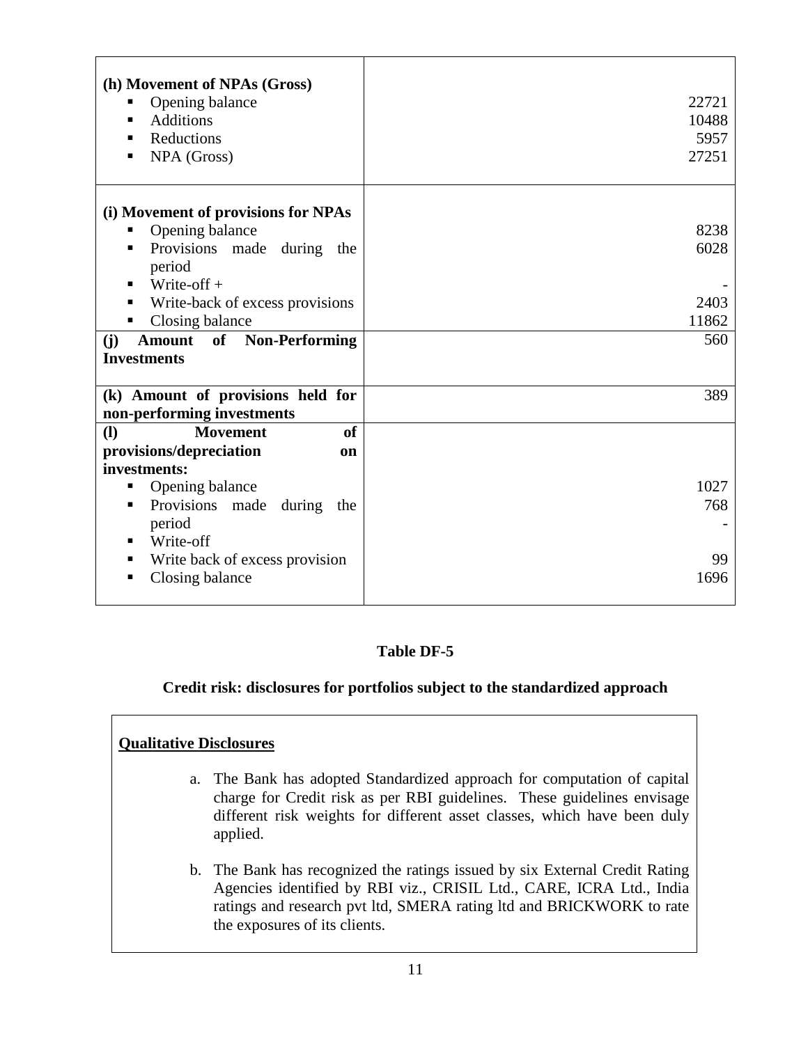| | |
|---|---|
| **(h) Movement of NPAs (Gross)** | |
| ▪ Opening balance | 22721 |
| ▪ Additions | 10488 |
| ▪ Reductions | 5957 |
| ▪ NPA (Gross) | 27251 |
| **(i) Movement of provisions for NPAs** | |
| ▪ Opening balance | 8238 |
| ▪ Provisions made during the period | 6028 |
| ▪ Write-off + | - |
| ▪ Write-back of excess provisions | 2403 |
| ▪ Closing balance | 11862 |
| **(j) Amount of Non-Performing Investments** | 560 |
| **(k) Amount of provisions held for non-performing investments** | 389 |
| **(l) Movement of provisions/depreciation on investments:** | |
| ▪ Opening balance | 1027 |
| ▪ Provisions made during the period | 768 |
| ▪ Write-off | - |
| ▪ Write back of excess provision | 99 |
| ▪ Closing balance | 1696 |

## Table DF-5

### Credit risk: disclosures for portfolios subject to the standardized approach

**Qualitative Disclosures**

a. The Bank has adopted Standardized approach for computation of capital charge for Credit risk as per RBI guidelines. These guidelines envisage different risk weights for different asset classes, which have been duly applied.

b. The Bank has recognized the ratings issued by six External Credit Rating Agencies identified by RBI viz., CRISIL Ltd., CARE, ICRA Ltd., India ratings and research pvt ltd, SMERA rating ltd and BRICKWORK to rate the exposures of its clients.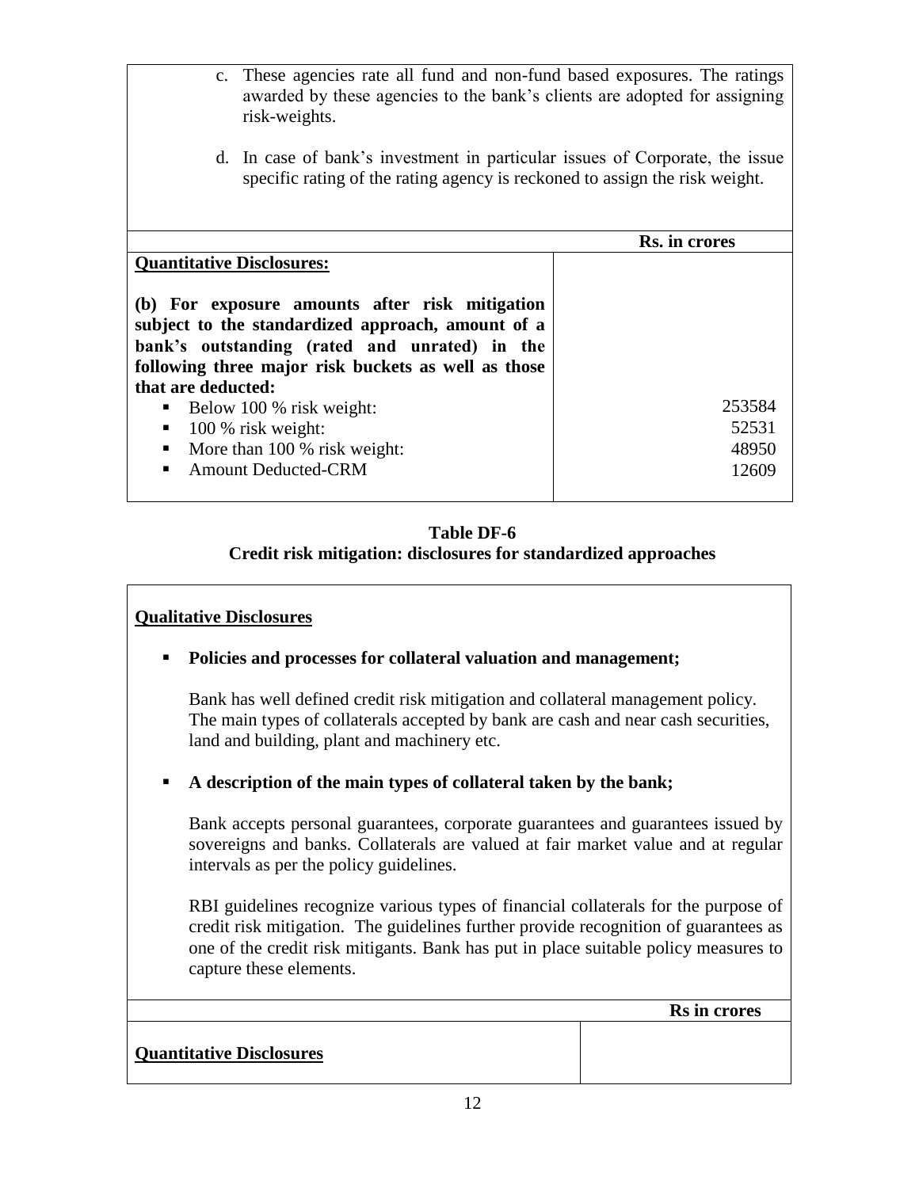c. These agencies rate all fund and non-fund based exposures. The ratings awarded by these agencies to the bank's clients are adopted for assigning risk-weights.

d. In case of bank's investment in particular issues of Corporate, the issue specific rating of the rating agency is reckoned to assign the risk weight.

| | Rs. in crores |
|---|---|
| **Quantitative Disclosures:** | |
| **(b) For exposure amounts after risk mitigation subject to the standardized approach, amount of a bank's outstanding (rated and unrated) in the following three major risk buckets as well as those that are deducted:** | |
| ▪ Below 100 % risk weight: | 253584 |
| ▪ 100 % risk weight: | 52531 |
| ▪ More than 100 % risk weight: | 48950 |
| ▪ Amount Deducted-CRM | 12609 |

## Table DF-6
## Credit risk mitigation: disclosures for standardized approaches

**Qualitative Disclosures**

- **Policies and processes for collateral valuation and management;**

  Bank has well defined credit risk mitigation and collateral management policy. The main types of collaterals accepted by bank are cash and near cash securities, land and building, plant and machinery etc.

- **A description of the main types of collateral taken by the bank;**

  Bank accepts personal guarantees, corporate guarantees and guarantees issued by sovereigns and banks. Collaterals are valued at fair market value and at regular intervals as per the policy guidelines.

  RBI guidelines recognize various types of financial collaterals for the purpose of credit risk mitigation. The guidelines further provide recognition of guarantees as one of the credit risk mitigants. Bank has put in place suitable policy measures to capture these elements.

| | Rs in crores |
|---|---|
| **Quantitative Disclosures** | |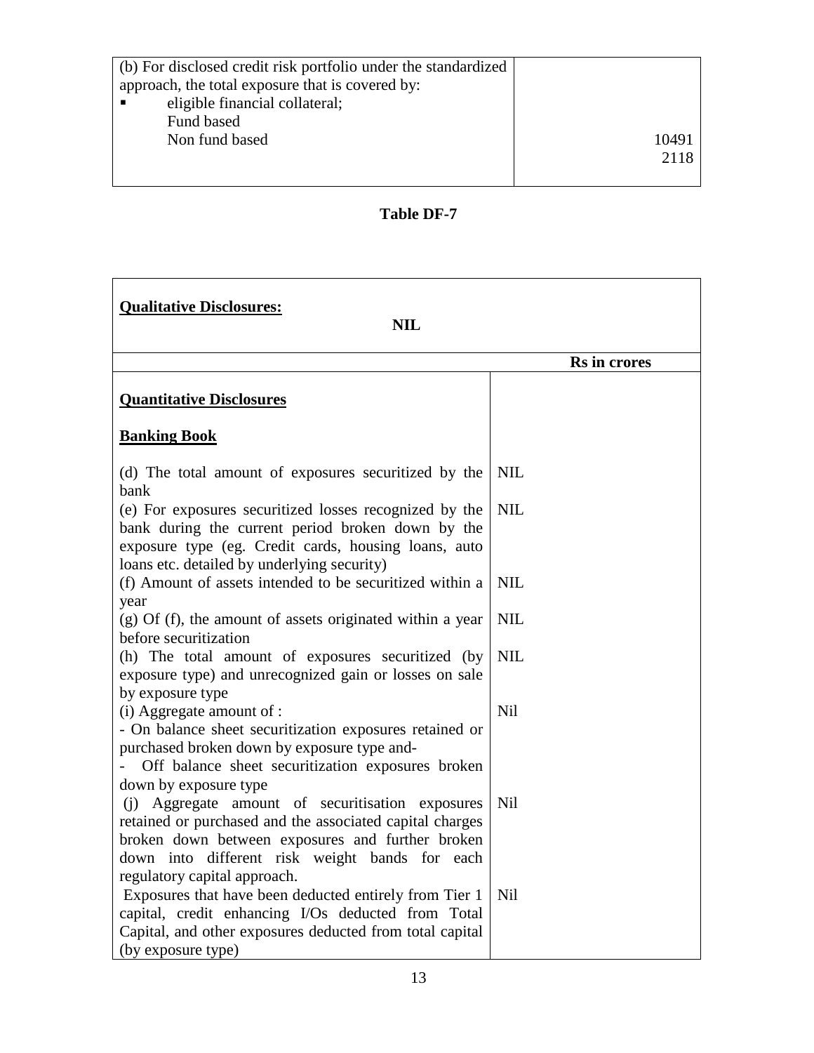| (b) For disclosed credit risk portfolio under the standardized approach, the total exposure that is covered by:<br>▪ eligible financial collateral;<br>Fund based<br>Non fund based | <br><br><br><br>10491<br>2118 |
|---|---|

**Table DF-7**

| **Qualitative Disclosures:**<br>**NIL** | |
|---|---|
| | **Rs in crores** |
| **Quantitative Disclosures**<br><br>**Banking Book** | |
| (d) The total amount of exposures securitized by the bank | NIL |
| (e) For exposures securitized losses recognized by the bank during the current period broken down by the exposure type (eg. Credit cards, housing loans, auto loans etc. detailed by underlying security) | NIL |
| (f) Amount of assets intended to be securitized within a year | NIL |
| (g) Of (f), the amount of assets originated within a year before securitization | NIL |
| (h) The total amount of exposures securitized (by exposure type) and unrecognized gain or losses on sale by exposure type | NIL |
| (i) Aggregate amount of :<br>- On balance sheet securitization exposures retained or purchased broken down by exposure type and-<br>- Off balance sheet securitization exposures broken down by exposure type | Nil |
| (j) Aggregate amount of securitisation exposures retained or purchased and the associated capital charges broken down between exposures and further broken down into different risk weight bands for each regulatory capital approach. | Nil |
| Exposures that have been deducted entirely from Tier 1 capital, credit enhancing I/Os deducted from Total Capital, and other exposures deducted from total capital (by exposure type) | Nil |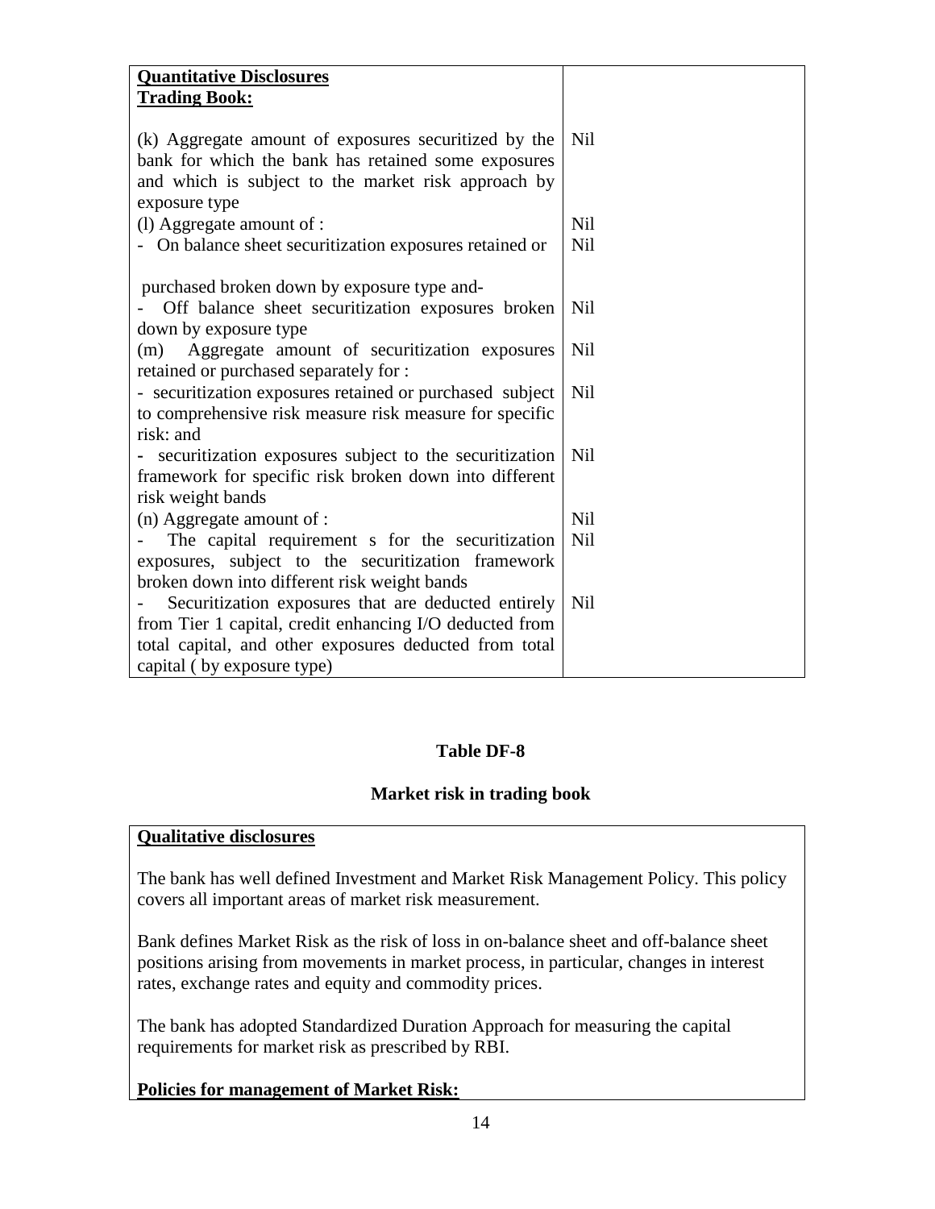| **Quantitative Disclosures** **Trading Book:** | |
|---|---|
| (k) Aggregate amount of exposures securitized by the bank for which the bank has retained some exposures and which is subject to the market risk approach by exposure type | Nil |
| (l) Aggregate amount of : | Nil |
| - On balance sheet securitization exposures retained or purchased broken down by exposure type and- | Nil |
| - Off balance sheet securitization exposures broken down by exposure type | Nil |
| (m) Aggregate amount of securitization exposures retained or purchased separately for : | Nil |
| - securitization exposures retained or purchased subject to comprehensive risk measure risk measure for specific risk: and | Nil |
| - securitization exposures subject to the securitization framework for specific risk broken down into different risk weight bands | Nil |
| (n) Aggregate amount of : | Nil |
| - The capital requirement s for the securitization exposures, subject to the securitization framework broken down into different risk weight bands | Nil |
| - Securitization exposures that are deducted entirely from Tier 1 capital, credit enhancing I/O deducted from total capital, and other exposures deducted from total capital ( by exposure type) | Nil |

## Table DF-8

## Market risk in trading book

**Qualitative disclosures**

The bank has well defined Investment and Market Risk Management Policy. This policy covers all important areas of market risk measurement.

Bank defines Market Risk as the risk of loss in on-balance sheet and off-balance sheet positions arising from movements in market process, in particular, changes in interest rates, exchange rates and equity and commodity prices.

The bank has adopted Standardized Duration Approach for measuring the capital requirements for market risk as prescribed by RBI.

**Policies for management of Market Risk:**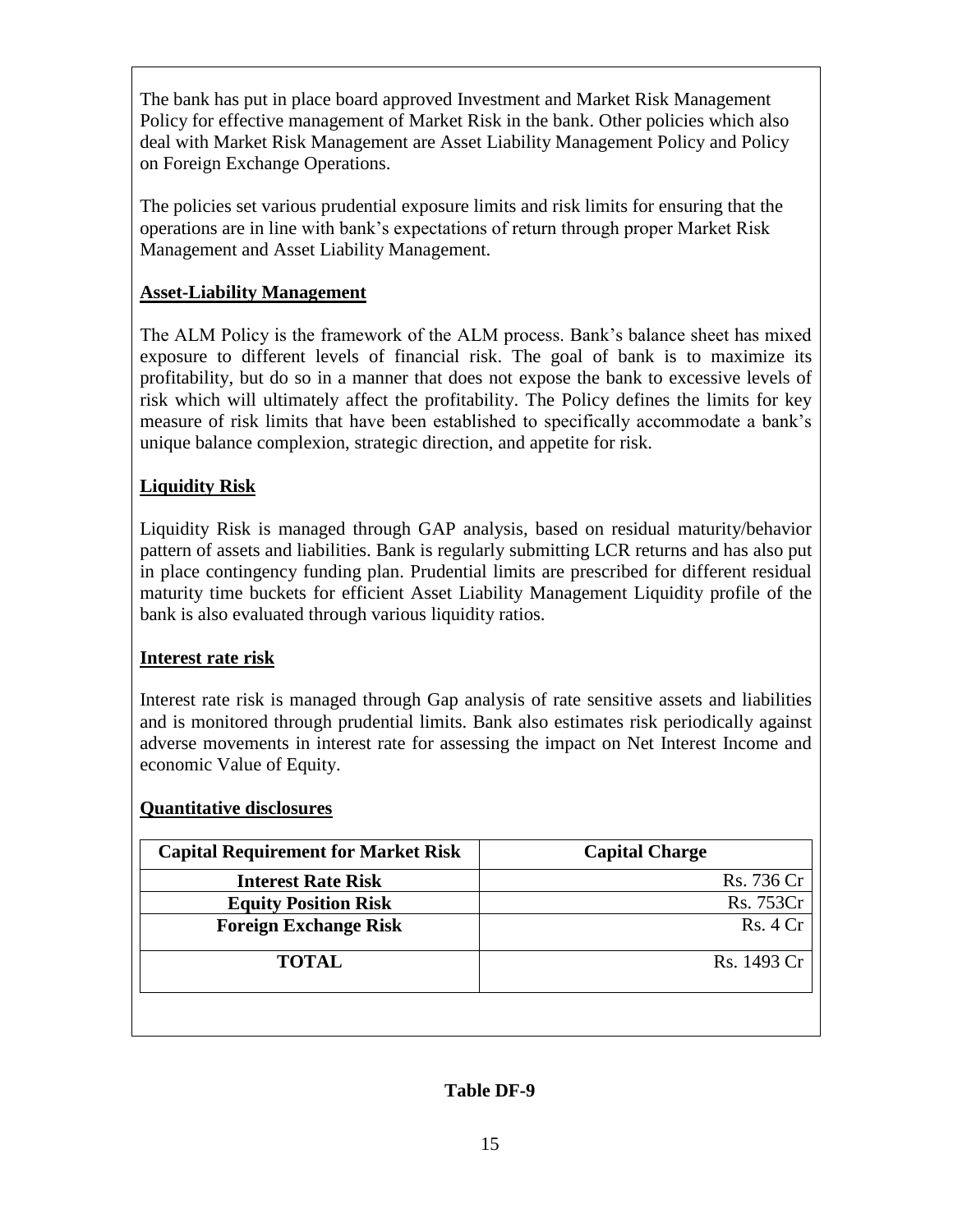The bank has put in place board approved Investment and Market Risk Management Policy for effective management of Market Risk in the bank. Other policies which also deal with Market Risk Management are Asset Liability Management Policy and Policy on Foreign Exchange Operations.

The policies set various prudential exposure limits and risk limits for ensuring that the operations are in line with bank's expectations of return through proper Market Risk Management and Asset Liability Management.

**Asset-Liability Management**

The ALM Policy is the framework of the ALM process. Bank's balance sheet has mixed exposure to different levels of financial risk. The goal of bank is to maximize its profitability, but do so in a manner that does not expose the bank to excessive levels of risk which will ultimately affect the profitability. The Policy defines the limits for key measure of risk limits that have been established to specifically accommodate a bank's unique balance complexion, strategic direction, and appetite for risk.

**Liquidity Risk**

Liquidity Risk is managed through GAP analysis, based on residual maturity/behavior pattern of assets and liabilities. Bank is regularly submitting LCR returns and has also put in place contingency funding plan. Prudential limits are prescribed for different residual maturity time buckets for efficient Asset Liability Management Liquidity profile of the bank is also evaluated through various liquidity ratios.

**Interest rate risk**

Interest rate risk is managed through Gap analysis of rate sensitive assets and liabilities and is monitored through prudential limits. Bank also estimates risk periodically against adverse movements in interest rate for assessing the impact on Net Interest Income and economic Value of Equity.

**Quantitative disclosures**

| Capital Requirement for Market Risk | Capital Charge |
| --- | --- |
| **Interest Rate Risk** | Rs. 736 Cr |
| **Equity Position Risk** | Rs. 753Cr |
| **Foreign Exchange Risk** | Rs. 4 Cr |
| **TOTAL** | Rs. 1493 Cr |

**Table DF-9**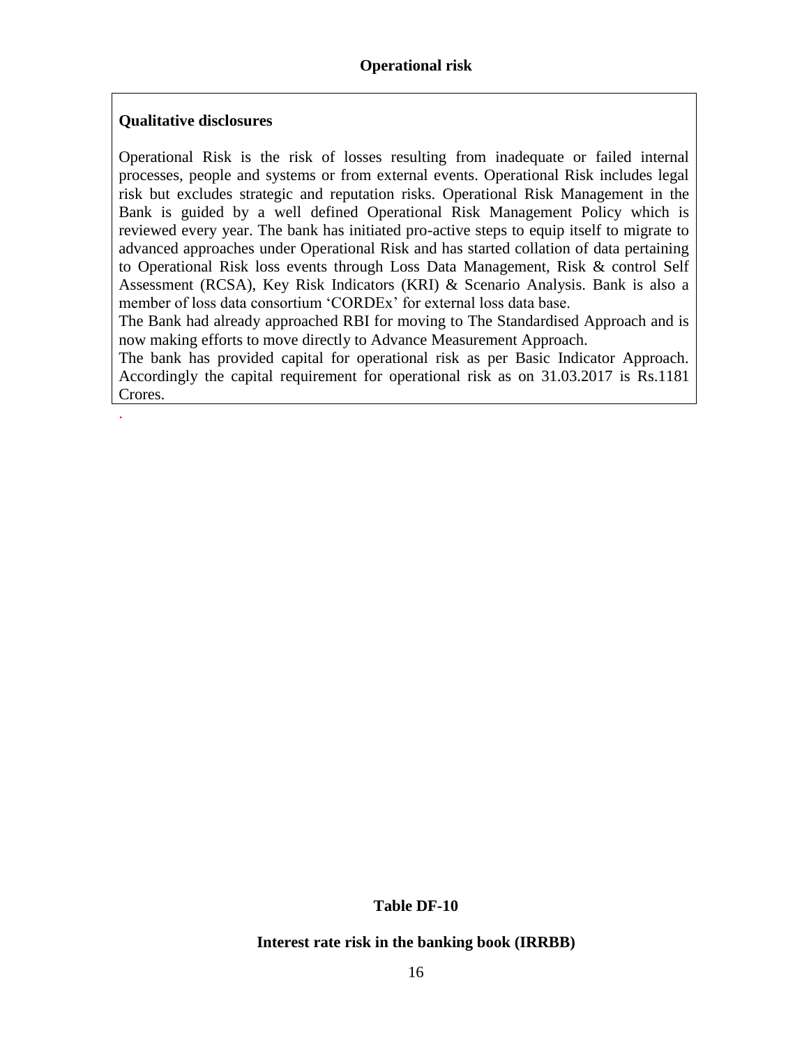## Operational risk

**Qualitative disclosures**

Operational Risk is the risk of losses resulting from inadequate or failed internal processes, people and systems or from external events. Operational Risk includes legal risk but excludes strategic and reputation risks. Operational Risk Management in the Bank is guided by a well defined Operational Risk Management Policy which is reviewed every year. The bank has initiated pro-active steps to equip itself to migrate to advanced approaches under Operational Risk and has started collation of data pertaining to Operational Risk loss events through Loss Data Management, Risk & control Self Assessment (RCSA), Key Risk Indicators (KRI) & Scenario Analysis. Bank is also a member of loss data consortium 'CORDEx' for external loss data base.
The Bank had already approached RBI for moving to The Standardised Approach and is now making efforts to move directly to Advance Measurement Approach.
The bank has provided capital for operational risk as per Basic Indicator Approach. Accordingly the capital requirement for operational risk as on 31.03.2017 is Rs.1181 Crores.

.

## Table DF-10

## Interest rate risk in the banking book (IRRBB)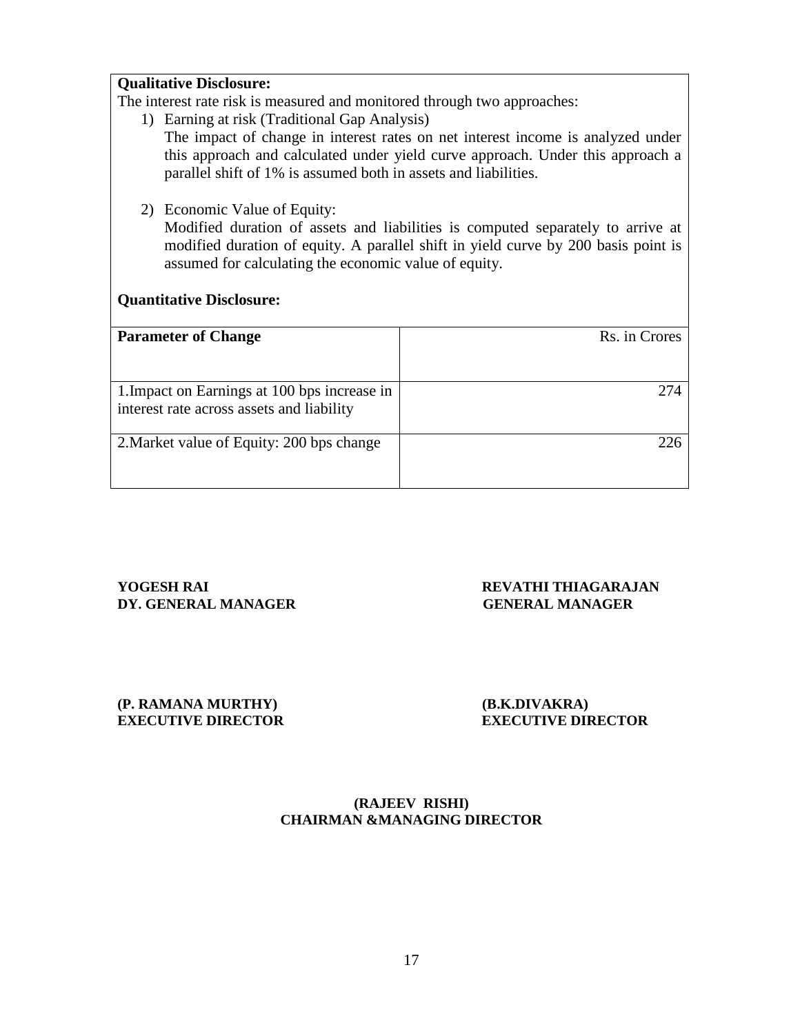**Qualitative Disclosure:**

The interest rate risk is measured and monitored through two approaches:

1) Earning at risk (Traditional Gap Analysis)
   The impact of change in interest rates on net interest income is analyzed under this approach and calculated under yield curve approach. Under this approach a parallel shift of 1% is assumed both in assets and liabilities.

2) Economic Value of Equity:
   Modified duration of assets and liabilities is computed separately to arrive at modified duration of equity. A parallel shift in yield curve by 200 basis point is assumed for calculating the economic value of equity.

**Quantitative Disclosure:**

| **Parameter of Change** | Rs. in Crores |
|---|---|
| 1.Impact on Earnings at 100 bps increase in interest rate across assets and liability | 274 |
| 2.Market value of Equity: 200 bps change | 226 |

**YOGESH RAI**
**DY. GENERAL MANAGER**

**REVATHI THIAGARAJAN**
**GENERAL MANAGER**

**(P. RAMANA MURTHY)**
**EXECUTIVE DIRECTOR**

**(B.K.DIVAKRA)**
**EXECUTIVE DIRECTOR**

**(RAJEEV RISHI)**
**CHAIRMAN &MANAGING DIRECTOR**